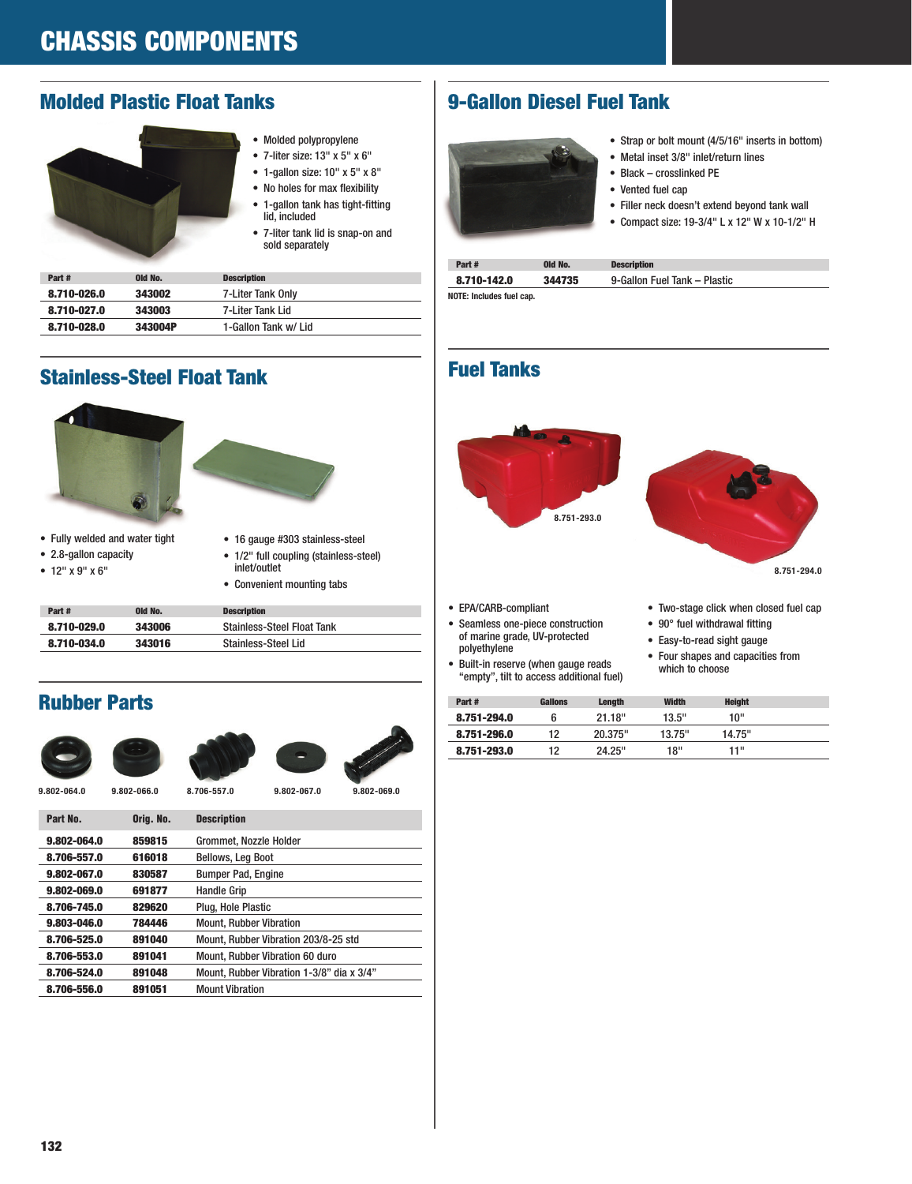# CHASSIS COMPONENTS

## Molded Plastic Float Tanks

- Molded polypropylene
- 7-liter size: 13" x 5" x 6"
- 1-gallon size: 10" x 5" x 8"
- No holes for max flexibility
- 1-gallon tank has tight-fitting lid, included
- 7-liter tank lid is snap-on and sold separately

| Part # | Old No. | Description |
|---|---|---|
| **8.710-026.0** | **343002** | 7-Liter Tank Only |
| **8.710-027.0** | **343003** | 7-Liter Tank Lid |
| **8.710-028.0** | **343004P** | 1-Gallon Tank w/ Lid |

## Stainless-Steel Float Tank

- Fully welded and water tight
- 2.8-gallon capacity
- 12" x 9" x 6"
- 16 gauge #303 stainless-steel
- 1/2" full coupling (stainless-steel) inlet/outlet
- Convenient mounting tabs

| Part # | Old No. | Description |
|---|---|---|
| **8.710-029.0** | **343006** | Stainless-Steel Float Tank |
| **8.710-034.0** | **343016** | Stainless-Steel Lid |

## Rubber Parts

9.802-064.0 9.802-066.0 8.706-557.0 9.802-067.0 9.802-069.0

| Part No. | Orig. No. | Description |
|---|---|---|
| **9.802-064.0** | **859815** | Grommet, Nozzle Holder |
| **8.706-557.0** | **616018** | Bellows, Leg Boot |
| **9.802-067.0** | **830587** | Bumper Pad, Engine |
| **9.802-069.0** | **691877** | Handle Grip |
| **8.706-745.0** | **829620** | Plug, Hole Plastic |
| **9.803-046.0** | **784446** | Mount, Rubber Vibration |
| **8.706-525.0** | **891040** | Mount, Rubber Vibration 203/8-25 std |
| **8.706-553.0** | **891041** | Mount, Rubber Vibration 60 duro |
| **8.706-524.0** | **891048** | Mount, Rubber Vibration 1-3/8" dia x 3/4" |
| **8.706-556.0** | **891051** | Mount Vibration |

## 9-Gallon Diesel Fuel Tank

- Strap or bolt mount (4/5/16" inserts in bottom)
- Metal inset 3/8" inlet/return lines
- Black – crosslinked PE
- Vented fuel cap
- Filler neck doesn't extend beyond tank wall
- Compact size: 19-3/4" L x 12" W x 10-1/2" H

| Part # | Old No. | Description |
|---|---|---|
| **8.710-142.0** | **344735** | 9-Gallon Fuel Tank – Plastic |

NOTE: Includes fuel cap.

## Fuel Tanks

8.751-293.0 8.751-294.0

- EPA/CARB-compliant
- Seamless one-piece construction of marine grade, UV-protected polyethylene
- Built-in reserve (when gauge reads "empty", tilt to access additional fuel)
- Two-stage click when closed fuel cap
- 90° fuel withdrawal fitting
- Easy-to-read sight gauge
- Four shapes and capacities from which to choose

| Part # | Gallons | Length | Width | Height |
|---|---|---|---|---|
| **8.751-294.0** | 6 | 21.18" | 13.5" | 10" |
| **8.751-296.0** | 12 | 20.375" | 13.75" | 14.75" |
| **8.751-293.0** | 12 | 24.25" | 18" | 11" |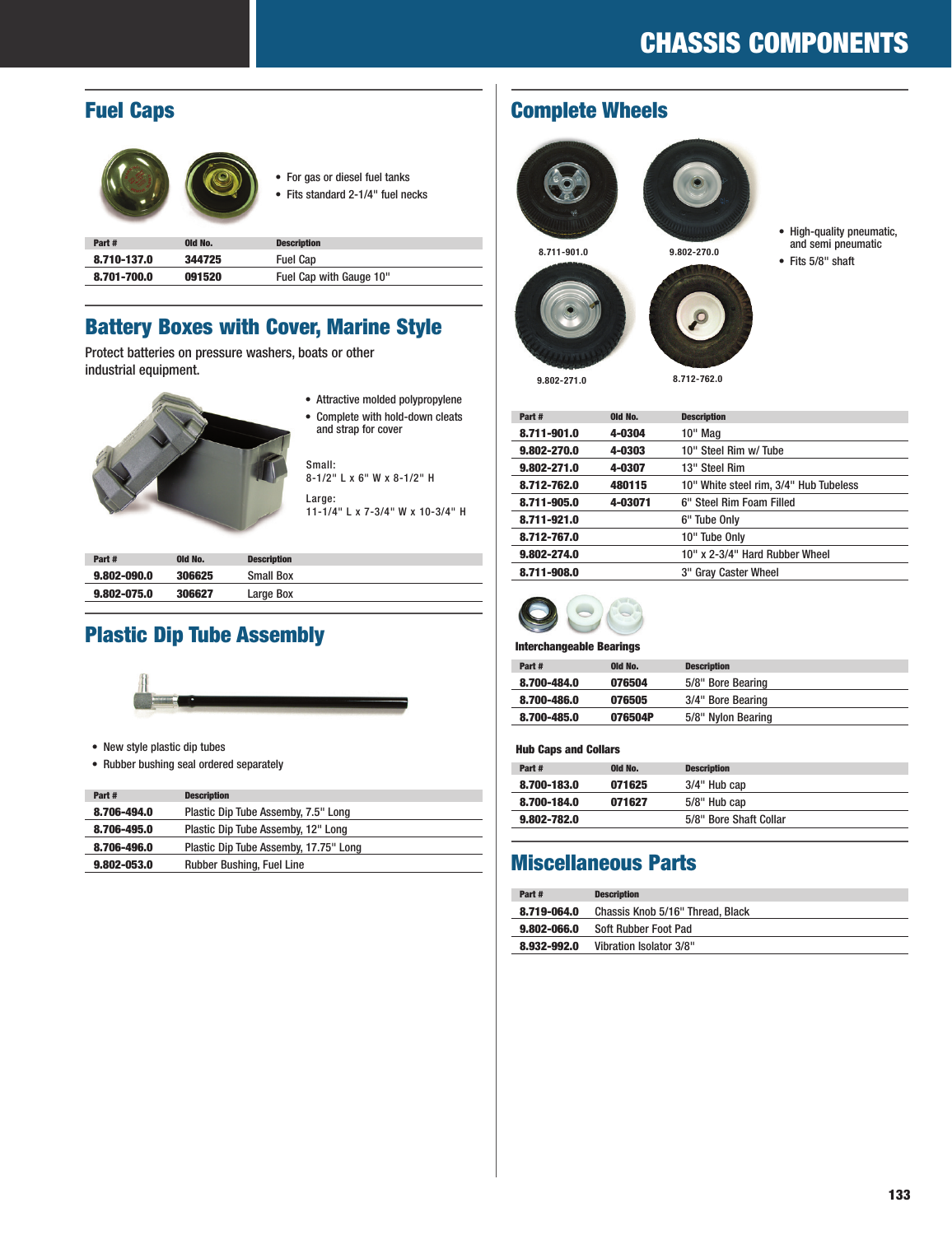# CHASSIS COMPONENTS

## Fuel Caps

- For gas or diesel fuel tanks
- Fits standard 2-1/4" fuel necks

| Part # | Old No. | Description |
|---|---|---|
| 8.710-137.0 | 344725 | Fuel Cap |
| 8.701-700.0 | 091520 | Fuel Cap with Gauge 10" |

## Battery Boxes with Cover, Marine Style

Protect batteries on pressure washers, boats or other industrial equipment.

- Attractive molded polypropylene
- Complete with hold-down cleats and strap for cover

Small:
8-1/2" L x 6" W x 8-1/2" H

Large:
11-1/4" L x 7-3/4" W x 10-3/4" H

| Part # | Old No. | Description |
|---|---|---|
| 9.802-090.0 | 306625 | Small Box |
| 9.802-075.0 | 306627 | Large Box |

## Plastic Dip Tube Assembly

- New style plastic dip tubes
- Rubber bushing seal ordered separately

| Part # | Description |
|---|---|
| 8.706-494.0 | Plastic Dip Tube Assemby, 7.5" Long |
| 8.706-495.0 | Plastic Dip Tube Assemby, 12" Long |
| 8.706-496.0 | Plastic Dip Tube Assemby, 17.75" Long |
| 9.802-053.0 | Rubber Bushing, Fuel Line |

## Complete Wheels

8.711-901.0 9.802-270.0 9.802-271.0 8.712-762.0

- High-quality pneumatic, and semi pneumatic
- Fits 5/8" shaft

| Part # | Old No. | Description |
|---|---|---|
| 8.711-901.0 | 4-0304 | 10" Mag |
| 9.802-270.0 | 4-0303 | 10" Steel Rim w/ Tube |
| 9.802-271.0 | 4-0307 | 13" Steel Rim |
| 8.712-762.0 | 480115 | 10" White steel rim, 3/4" Hub Tubeless |
| 8.711-905.0 | 4-03071 | 6" Steel Rim Foam Filled |
| 8.711-921.0 | | 6" Tube Only |
| 8.712-767.0 | | 10" Tube Only |
| 9.802-274.0 | | 10" x 2-3/4" Hard Rubber Wheel |
| 8.711-908.0 | | 3" Gray Caster Wheel |

### Interchangeable Bearings

| Part # | Old No. | Description |
|---|---|---|
| 8.700-484.0 | 076504 | 5/8" Bore Bearing |
| 8.700-486.0 | 076505 | 3/4" Bore Bearing |
| 8.700-485.0 | 076504P | 5/8" Nylon Bearing |

### Hub Caps and Collars

| Part # | Old No. | Description |
|---|---|---|
| 8.700-183.0 | 071625 | 3/4" Hub cap |
| 8.700-184.0 | 071627 | 5/8" Hub cap |
| 9.802-782.0 | | 5/8" Bore Shaft Collar |

## Miscellaneous Parts

| Part # | Description |
|---|---|
| 8.719-064.0 | Chassis Knob 5/16" Thread, Black |
| 9.802-066.0 | Soft Rubber Foot Pad |
| 8.932-992.0 | Vibration Isolator 3/8" |